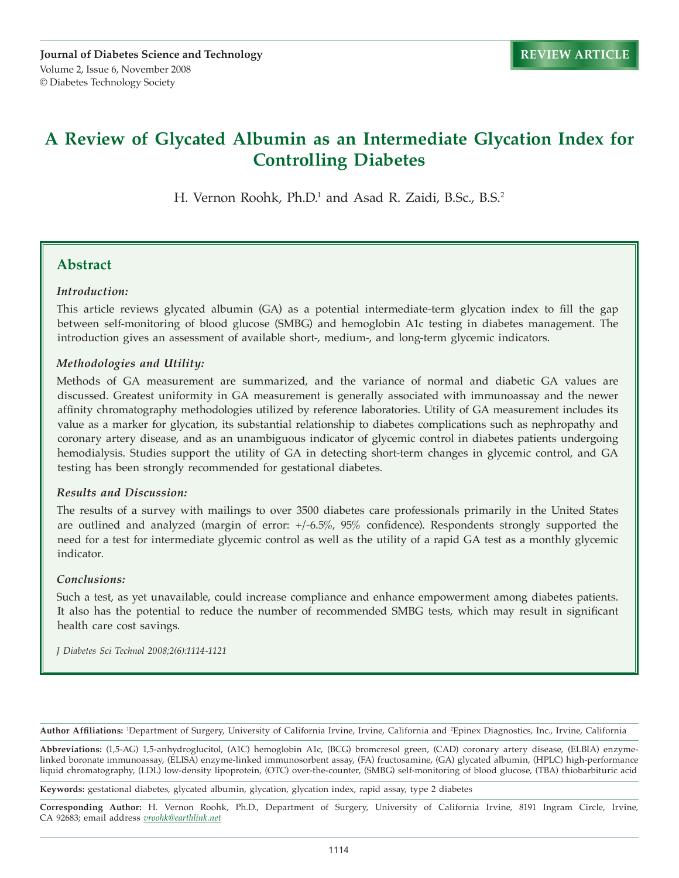**REVIEW ARTICLE**

# A Review of Glycated Albumin as an Intermediate Glycation Index for Controlling Diabetes

H. Vernon Roohk, Ph.D.[1] and Asad R. Zaidi, B.Sc., B.S.[2]

## Abstract

### *Introduction:*

This article reviews glycated albumin (GA) as a potential intermediate-term glycation index to fill the gap between self-monitoring of blood glucose (SMBG) and hemoglobin A1c testing in diabetes management. The introduction gives an assessment of available short-, medium-, and long-term glycemic indicators.

### *Methodologies and Utility:*

Methods of GA measurement are summarized, and the variance of normal and diabetic GA values are discussed. Greatest uniformity in GA measurement is generally associated with immunoassay and the newer affinity chromatography methodologies utilized by reference laboratories. Utility of GA measurement includes its value as a marker for glycation, its substantial relationship to diabetes complications such as nephropathy and coronary artery disease, and as an unambiguous indicator of glycemic control in diabetes patients undergoing hemodialysis. Studies support the utility of GA in detecting short-term changes in glycemic control, and GA testing has been strongly recommended for gestational diabetes.

### *Results and Discussion:*

The results of a survey with mailings to over 3500 diabetes care professionals primarily in the United States are outlined and analyzed (margin of error: +/-6.5%, 95% confidence). Respondents strongly supported the need for a test for intermediate glycemic control as well as the utility of a rapid GA test as a monthly glycemic indicator.

### *Conclusions:*

Such a test, as yet unavailable, could increase compliance and enhance empowerment among diabetes patients. It also has the potential to reduce the number of recommended SMBG tests, which may result in significant health care cost savings.

*J Diabetes Sci Technol 2008;2(6):1114-1121*

---

**Author Affiliations:** [1]Department of Surgery, University of California Irvine, Irvine, California and [2]Epinex Diagnostics, Inc., Irvine, California

**Abbreviations:** (1,5-AG) 1,5-anhydroglucitol, (A1C) hemoglobin A1c, (BCG) bromcresol green, (CAD) coronary artery disease, (ELBIA) enzyme-linked boronate immunoassay, (ELISA) enzyme-linked immunosorbent assay, (FA) fructosamine, (GA) glycated albumin, (HPLC) high-performance liquid chromatography, (LDL) low-density lipoprotein, (OTC) over-the-counter, (SMBG) self-monitoring of blood glucose, (TBA) thiobarbituric acid

**Keywords:** gestational diabetes, glycated albumin, glycation, glycation index, rapid assay, type 2 diabetes

**Corresponding Author:** H. Vernon Roohk, Ph.D., Department of Surgery, University of California Irvine, 8191 Ingram Circle, Irvine, CA 92683; email address *vroohk@earthlink.net*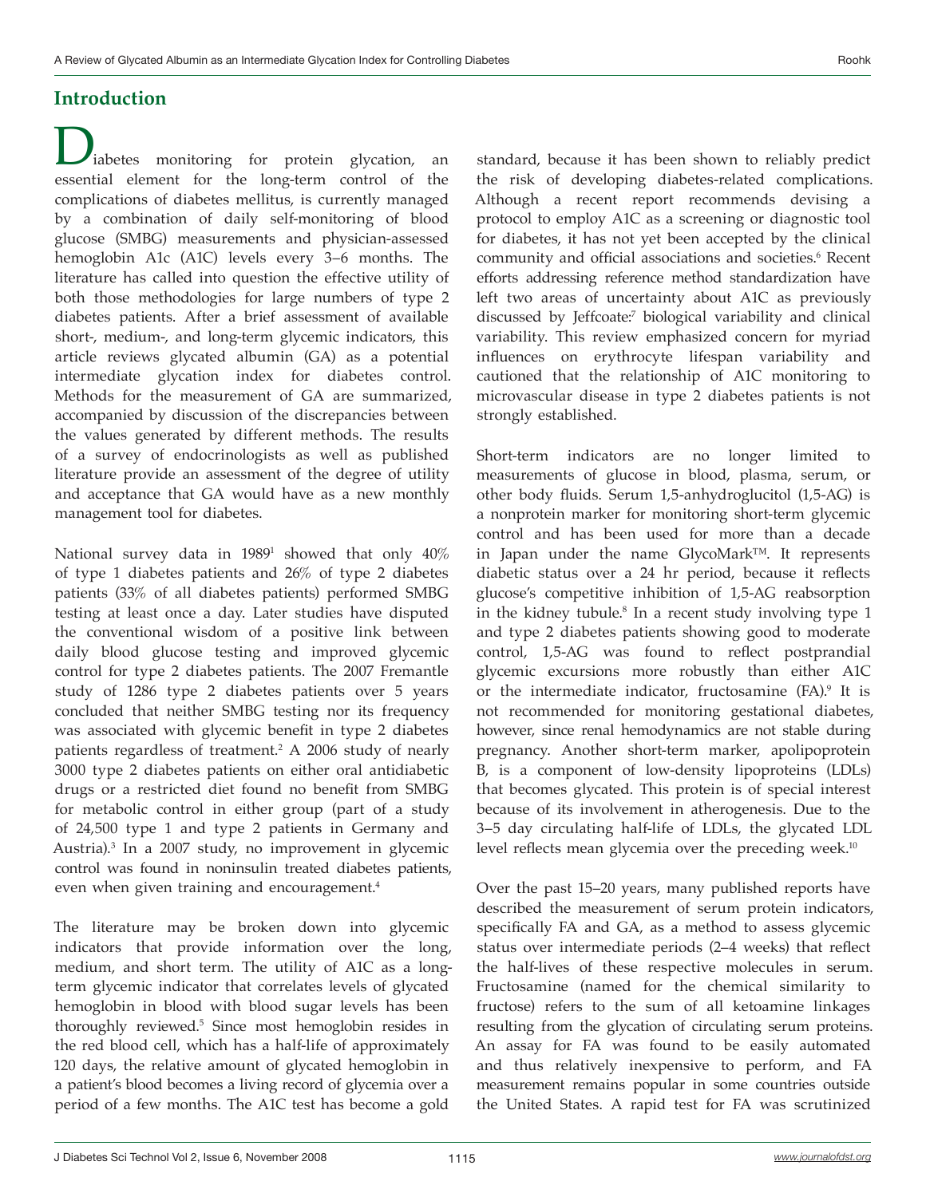## Introduction

Diabetes monitoring for protein glycation, an essential element for the long-term control of the complications of diabetes mellitus, is currently managed by a combination of daily self-monitoring of blood glucose (SMBG) measurements and physician-assessed hemoglobin A1c (A1C) levels every 3–6 months. The literature has called into question the effective utility of both those methodologies for large numbers of type 2 diabetes patients. After a brief assessment of available short-, medium-, and long-term glycemic indicators, this article reviews glycated albumin (GA) as a potential intermediate glycation index for diabetes control. Methods for the measurement of GA are summarized, accompanied by discussion of the discrepancies between the values generated by different methods. The results of a survey of endocrinologists as well as published literature provide an assessment of the degree of utility and acceptance that GA would have as a new monthly management tool for diabetes.

National survey data in 1989[1] showed that only 40% of type 1 diabetes patients and 26% of type 2 diabetes patients (33% of all diabetes patients) performed SMBG testing at least once a day. Later studies have disputed the conventional wisdom of a positive link between daily blood glucose testing and improved glycemic control for type 2 diabetes patients. The 2007 Fremantle study of 1286 type 2 diabetes patients over 5 years concluded that neither SMBG testing nor its frequency was associated with glycemic benefit in type 2 diabetes patients regardless of treatment.[2] A 2006 study of nearly 3000 type 2 diabetes patients on either oral antidiabetic drugs or a restricted diet found no benefit from SMBG for metabolic control in either group (part of a study of 24,500 type 1 and type 2 patients in Germany and Austria).[3] In a 2007 study, no improvement in glycemic control was found in noninsulin treated diabetes patients, even when given training and encouragement.[4]

The literature may be broken down into glycemic indicators that provide information over the long, medium, and short term. The utility of A1C as a long-term glycemic indicator that correlates levels of glycated hemoglobin in blood with blood sugar levels has been thoroughly reviewed.[5] Since most hemoglobin resides in the red blood cell, which has a half-life of approximately 120 days, the relative amount of glycated hemoglobin in a patient's blood becomes a living record of glycemia over a period of a few months. The A1C test has become a gold standard, because it has been shown to reliably predict the risk of developing diabetes-related complications. Although a recent report recommends devising a protocol to employ A1C as a screening or diagnostic tool for diabetes, it has not yet been accepted by the clinical community and official associations and societies.[6] Recent efforts addressing reference method standardization have left two areas of uncertainty about A1C as previously discussed by Jeffcoate:[7] biological variability and clinical variability. This review emphasized concern for myriad influences on erythrocyte lifespan variability and cautioned that the relationship of A1C monitoring to microvascular disease in type 2 diabetes patients is not strongly established.

Short-term indicators are no longer limited to measurements of glucose in blood, plasma, serum, or other body fluids. Serum 1,5-anhydroglucitol (1,5-AG) is a nonprotein marker for monitoring short-term glycemic control and has been used for more than a decade in Japan under the name GlycoMark™. It represents diabetic status over a 24 hr period, because it reflects glucose's competitive inhibition of 1,5-AG reabsorption in the kidney tubule.[8] In a recent study involving type 1 and type 2 diabetes patients showing good to moderate control, 1,5-AG was found to reflect postprandial glycemic excursions more robustly than either A1C or the intermediate indicator, fructosamine (FA).[9] It is not recommended for monitoring gestational diabetes, however, since renal hemodynamics are not stable during pregnancy. Another short-term marker, apolipoprotein B, is a component of low-density lipoproteins (LDLs) that becomes glycated. This protein is of special interest because of its involvement in atherogenesis. Due to the 3–5 day circulating half-life of LDLs, the glycated LDL level reflects mean glycemia over the preceding week.[10]

Over the past 15–20 years, many published reports have described the measurement of serum protein indicators, specifically FA and GA, as a method to assess glycemic status over intermediate periods (2–4 weeks) that reflect the half-lives of these respective molecules in serum. Fructosamine (named for the chemical similarity to fructose) refers to the sum of all ketoamine linkages resulting from the glycation of circulating serum proteins. An assay for FA was found to be easily automated and thus relatively inexpensive to perform, and FA measurement remains popular in some countries outside the United States. A rapid test for FA was scrutinized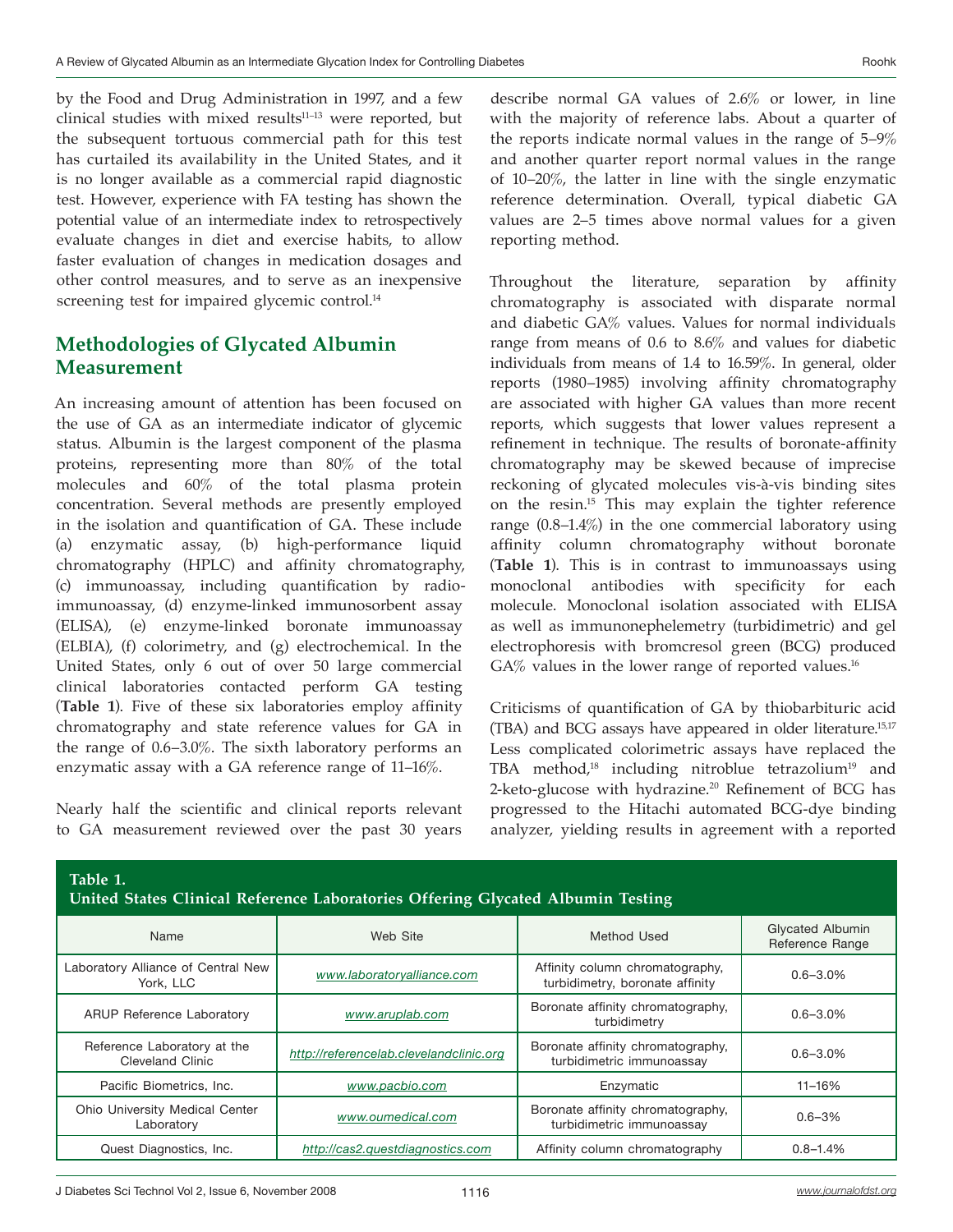by the Food and Drug Administration in 1997, and a few clinical studies with mixed results[11–13] were reported, but the subsequent tortuous commercial path for this test has curtailed its availability in the United States, and it is no longer available as a commercial rapid diagnostic test. However, experience with FA testing has shown the potential value of an intermediate index to retrospectively evaluate changes in diet and exercise habits, to allow faster evaluation of changes in medication dosages and other control measures, and to serve as an inexpensive screening test for impaired glycemic control.[14]

## Methodologies of Glycated Albumin Measurement

An increasing amount of attention has been focused on the use of GA as an intermediate indicator of glycemic status. Albumin is the largest component of the plasma proteins, representing more than 80% of the total molecules and 60% of the total plasma protein concentration. Several methods are presently employed in the isolation and quantification of GA. These include (a) enzymatic assay, (b) high-performance liquid chromatography (HPLC) and affinity chromatography, (c) immunoassay, including quantification by radio-immunoassay, (d) enzyme-linked immunosorbent assay (ELISA), (e) enzyme-linked boronate immunoassay (ELBIA), (f) colorimetry, and (g) electrochemical. In the United States, only 6 out of over 50 large commercial clinical laboratories contacted perform GA testing (**Table 1**). Five of these six laboratories employ affinity chromatography and state reference values for GA in the range of 0.6–3.0%. The sixth laboratory performs an enzymatic assay with a GA reference range of 11–16%.

Nearly half the scientific and clinical reports relevant to GA measurement reviewed over the past 30 years describe normal GA values of 2.6% or lower, in line with the majority of reference labs. About a quarter of the reports indicate normal values in the range of 5–9% and another quarter report normal values in the range of 10–20%, the latter in line with the single enzymatic reference determination. Overall, typical diabetic GA values are 2–5 times above normal values for a given reporting method.

Throughout the literature, separation by affinity chromatography is associated with disparate normal and diabetic GA% values. Values for normal individuals range from means of 0.6 to 8.6% and values for diabetic individuals from means of 1.4 to 16.59%. In general, older reports (1980–1985) involving affinity chromatography are associated with higher GA values than more recent reports, which suggests that lower values represent a refinement in technique. The results of boronate-affinity chromatography may be skewed because of imprecise reckoning of glycated molecules vis-à-vis binding sites on the resin.[15] This may explain the tighter reference range (0.8–1.4%) in the one commercial laboratory using affinity column chromatography without boronate (**Table 1**). This is in contrast to immunoassays using monoclonal antibodies with specificity for each molecule. Monoclonal isolation associated with ELISA as well as immunonephelemetry (turbidimetric) and gel electrophoresis with bromcresol green (BCG) produced GA% values in the lower range of reported values.[16]

Criticisms of quantification of GA by thiobarbituric acid (TBA) and BCG assays have appeared in older literature.[15,17] Less complicated colorimetric assays have replaced the TBA method,[18] including nitroblue tetrazolium[19] and 2-keto-glucose with hydrazine.[20] Refinement of BCG has progressed to the Hitachi automated BCG-dye binding analyzer, yielding results in agreement with a reported

**Table 1.**
**United States Clinical Reference Laboratories Offering Glycated Albumin Testing**

| Name | Web Site | Method Used | Glycated Albumin Reference Range |
|---|---|---|---|
| Laboratory Alliance of Central New York, LLC | www.laboratoryalliance.com | Affinity column chromatography, turbidimetry, boronate affinity | 0.6–3.0% |
| ARUP Reference Laboratory | www.aruplab.com | Boronate affinity chromatography, turbidimetry | 0.6–3.0% |
| Reference Laboratory at the Cleveland Clinic | http://referencelab.clevelandclinic.org | Boronate affinity chromatography, turbidimetric immunoassay | 0.6–3.0% |
| Pacific Biometrics, Inc. | www.pacbio.com | Enzymatic | 11–16% |
| Ohio University Medical Center Laboratory | www.oumedical.com | Boronate affinity chromatography, turbidimetric immunoassay | 0.6–3% |
| Quest Diagnostics, Inc. | http://cas2.questdiagnostics.com | Affinity column chromatography | 0.8–1.4% |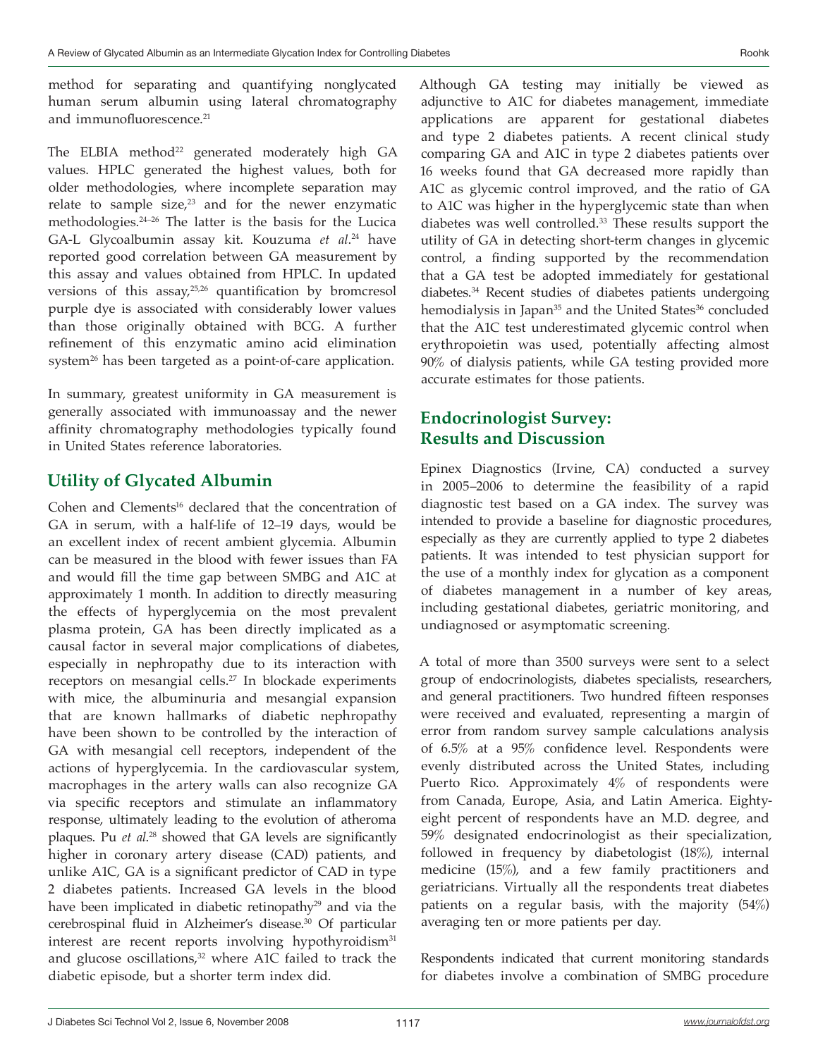method for separating and quantifying nonglycated human serum albumin using lateral chromatography and immunofluorescence.[21]

The ELBIA method[22] generated moderately high GA values. HPLC generated the highest values, both for older methodologies, where incomplete separation may relate to sample size,[23] and for the newer enzymatic methodologies.[24–26] The latter is the basis for the Lucica GA-L Glycoalbumin assay kit. Kouzuma *et al*.[24] have reported good correlation between GA measurement by this assay and values obtained from HPLC. In updated versions of this assay,[25,26] quantification by bromcresol purple dye is associated with considerably lower values than those originally obtained with BCG. A further refinement of this enzymatic amino acid elimination system[26] has been targeted as a point-of-care application.

In summary, greatest uniformity in GA measurement is generally associated with immunoassay and the newer affinity chromatography methodologies typically found in United States reference laboratories.

## Utility of Glycated Albumin

Cohen and Clements[16] declared that the concentration of GA in serum, with a half-life of 12–19 days, would be an excellent index of recent ambient glycemia. Albumin can be measured in the blood with fewer issues than FA and would fill the time gap between SMBG and A1C at approximately 1 month. In addition to directly measuring the effects of hyperglycemia on the most prevalent plasma protein, GA has been directly implicated as a causal factor in several major complications of diabetes, especially in nephropathy due to its interaction with receptors on mesangial cells.[27] In blockade experiments with mice, the albuminuria and mesangial expansion that are known hallmarks of diabetic nephropathy have been shown to be controlled by the interaction of GA with mesangial cell receptors, independent of the actions of hyperglycemia. In the cardiovascular system, macrophages in the artery walls can also recognize GA via specific receptors and stimulate an inflammatory response, ultimately leading to the evolution of atheroma plaques. Pu *et al*.[28] showed that GA levels are significantly higher in coronary artery disease (CAD) patients, and unlike A1C, GA is a significant predictor of CAD in type 2 diabetes patients. Increased GA levels in the blood have been implicated in diabetic retinopathy[29] and via the cerebrospinal fluid in Alzheimer's disease.[30] Of particular interest are recent reports involving hypothyroidism[31] and glucose oscillations,[32] where A1C failed to track the diabetic episode, but a shorter term index did.

Although GA testing may initially be viewed as adjunctive to A1C for diabetes management, immediate applications are apparent for gestational diabetes and type 2 diabetes patients. A recent clinical study comparing GA and A1C in type 2 diabetes patients over 16 weeks found that GA decreased more rapidly than A1C as glycemic control improved, and the ratio of GA to A1C was higher in the hyperglycemic state than when diabetes was well controlled.[33] These results support the utility of GA in detecting short-term changes in glycemic control, a finding supported by the recommendation that a GA test be adopted immediately for gestational diabetes.[34] Recent studies of diabetes patients undergoing hemodialysis in Japan[35] and the United States[36] concluded that the A1C test underestimated glycemic control when erythropoietin was used, potentially affecting almost 90% of dialysis patients, while GA testing provided more accurate estimates for those patients.

## Endocrinologist Survey: Results and Discussion

Epinex Diagnostics (Irvine, CA) conducted a survey in 2005–2006 to determine the feasibility of a rapid diagnostic test based on a GA index. The survey was intended to provide a baseline for diagnostic procedures, especially as they are currently applied to type 2 diabetes patients. It was intended to test physician support for the use of a monthly index for glycation as a component of diabetes management in a number of key areas, including gestational diabetes, geriatric monitoring, and undiagnosed or asymptomatic screening.

A total of more than 3500 surveys were sent to a select group of endocrinologists, diabetes specialists, researchers, and general practitioners. Two hundred fifteen responses were received and evaluated, representing a margin of error from random survey sample calculations analysis of 6.5% at a 95% confidence level. Respondents were evenly distributed across the United States, including Puerto Rico. Approximately 4% of respondents were from Canada, Europe, Asia, and Latin America. Eighty-eight percent of respondents have an M.D. degree, and 59% designated endocrinologist as their specialization, followed in frequency by diabetologist (18%), internal medicine (15%), and a few family practitioners and geriatricians. Virtually all the respondents treat diabetes patients on a regular basis, with the majority (54%) averaging ten or more patients per day.

Respondents indicated that current monitoring standards for diabetes involve a combination of SMBG procedure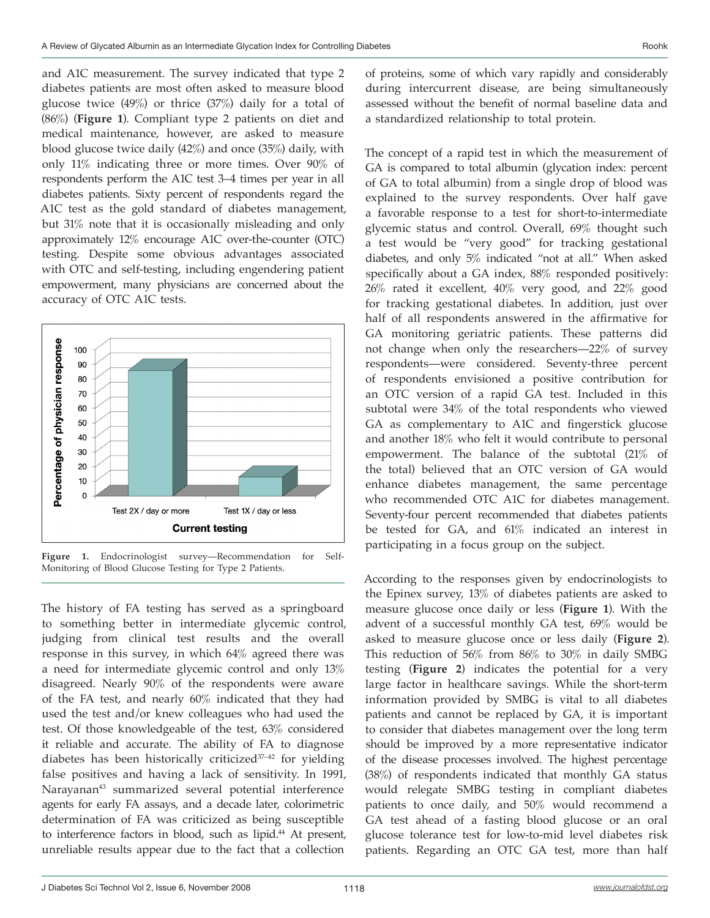and A1C measurement. The survey indicated that type 2 diabetes patients are most often asked to measure blood glucose twice (49%) or thrice (37%) daily for a total of (86%) (**Figure 1**). Compliant type 2 patients on diet and medical maintenance, however, are asked to measure blood glucose twice daily (42%) and once (35%) daily, with only 11% indicating three or more times. Over 90% of respondents perform the A1C test 3–4 times per year in all diabetes patients. Sixty percent of respondents regard the A1C test as the gold standard of diabetes management, but 31% note that it is occasionally misleading and only approximately 12% encourage A1C over-the-counter (OTC) testing. Despite some obvious advantages associated with OTC and self-testing, including engendering patient empowerment, many physicians are concerned about the accuracy of OTC A1C tests.

**Figure 1.** Endocrinologist survey—Recommendation for Self-Monitoring of Blood Glucose Testing for Type 2 Patients.

The history of FA testing has served as a springboard to something better in intermediate glycemic control, judging from clinical test results and the overall response in this survey, in which 64% agreed there was a need for intermediate glycemic control and only 13% disagreed. Nearly 90% of the respondents were aware of the FA test, and nearly 60% indicated that they had used the test and/or knew colleagues who had used the test. Of those knowledgeable of the test, 63% considered it reliable and accurate. The ability of FA to diagnose diabetes has been historically criticized[37–42] for yielding false positives and having a lack of sensitivity. In 1991, Narayanan[43] summarized several potential interference agents for early FA assays, and a decade later, colorimetric determination of FA was criticized as being susceptible to interference factors in blood, such as lipid.[44] At present, unreliable results appear due to the fact that a collection of proteins, some of which vary rapidly and considerably during intercurrent disease, are being simultaneously assessed without the benefit of normal baseline data and a standardized relationship to total protein.

The concept of a rapid test in which the measurement of GA is compared to total albumin (glycation index: percent of GA to total albumin) from a single drop of blood was explained to the survey respondents. Over half gave a favorable response to a test for short-to-intermediate glycemic status and control. Overall, 69% thought such a test would be "very good" for tracking gestational diabetes, and only 5% indicated "not at all." When asked specifically about a GA index, 88% responded positively: 26% rated it excellent, 40% very good, and 22% good for tracking gestational diabetes. In addition, just over half of all respondents answered in the affirmative for GA monitoring geriatric patients. These patterns did not change when only the researchers—22% of survey respondents—were considered. Seventy-three percent of respondents envisioned a positive contribution for an OTC version of a rapid GA test. Included in this subtotal were 34% of the total respondents who viewed GA as complementary to A1C and fingerstick glucose and another 18% who felt it would contribute to personal empowerment. The balance of the subtotal (21% of the total) believed that an OTC version of GA would enhance diabetes management, the same percentage who recommended OTC A1C for diabetes management. Seventy-four percent recommended that diabetes patients be tested for GA, and 61% indicated an interest in participating in a focus group on the subject.

According to the responses given by endocrinologists to the Epinex survey, 13% of diabetes patients are asked to measure glucose once daily or less (**Figure 1**). With the advent of a successful monthly GA test, 69% would be asked to measure glucose once or less daily (**Figure 2**). This reduction of 56% from 86% to 30% in daily SMBG testing (**Figure 2**) indicates the potential for a very large factor in healthcare savings. While the short-term information provided by SMBG is vital to all diabetes patients and cannot be replaced by GA, it is important to consider that diabetes management over the long term should be improved by a more representative indicator of the disease processes involved. The highest percentage (38%) of respondents indicated that monthly GA status would relegate SMBG testing in compliant diabetes patients to once daily, and 50% would recommend a GA test ahead of a fasting blood glucose or an oral glucose tolerance test for low-to-mid level diabetes risk patients. Regarding an OTC GA test, more than half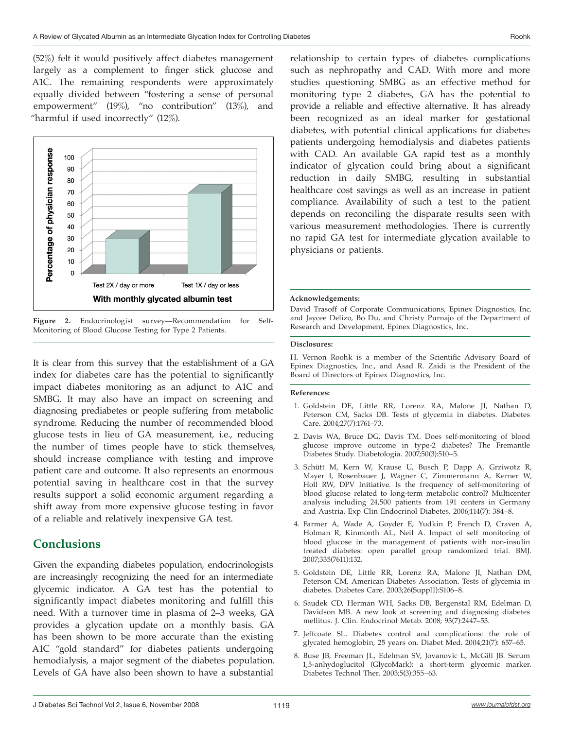(52%) felt it would positively affect diabetes management largely as a complement to finger stick glucose and A1C. The remaining respondents were approximately equally divided between "fostering a sense of personal empowerment" (19%), "no contribution" (13%), and "harmful if used incorrectly" (12%).

**Figure 2.** Endocrinologist survey—Recommendation for Self-Monitoring of Blood Glucose Testing for Type 2 Patients.

It is clear from this survey that the establishment of a GA index for diabetes care has the potential to significantly impact diabetes monitoring as an adjunct to A1C and SMBG. It may also have an impact on screening and diagnosing prediabetes or people suffering from metabolic syndrome. Reducing the number of recommended blood glucose tests in lieu of GA measurement, i.e., reducing the number of times people have to stick themselves, should increase compliance with testing and improve patient care and outcome. It also represents an enormous potential saving in healthcare cost in that the survey results support a solid economic argument regarding a shift away from more expensive glucose testing in favor of a reliable and relatively inexpensive GA test.

## Conclusions

Given the expanding diabetes population, endocrinologists are increasingly recognizing the need for an intermediate glycemic indicator. A GA test has the potential to significantly impact diabetes monitoring and fulfill this need. With a turnover time in plasma of 2–3 weeks, GA provides a glycation update on a monthly basis. GA has been shown to be more accurate than the existing A1C "gold standard" for diabetes patients undergoing hemodialysis, a major segment of the diabetes population. Levels of GA have also been shown to have a substantial relationship to certain types of diabetes complications such as nephropathy and CAD. With more and more studies questioning SMBG as an effective method for monitoring type 2 diabetes, GA has the potential to provide a reliable and effective alternative. It has already been recognized as an ideal marker for gestational diabetes, with potential clinical applications for diabetes patients undergoing hemodialysis and diabetes patients with CAD. An available GA rapid test as a monthly indicator of glycation could bring about a significant reduction in daily SMBG, resulting in substantial healthcare cost savings as well as an increase in patient compliance. Availability of such a test to the patient depends on reconciling the disparate results seen with various measurement methodologies. There is currently no rapid GA test for intermediate glycation available to physicians or patients.

**Acknowledgements:**

David Trasoff of Corporate Communications, Epinex Diagnostics, Inc. and Jaycee Delizo, Bo Du, and Christy Purnajo of the Department of Research and Development, Epinex Diagnostics, Inc.

**Disclosures:**

H. Vernon Roohk is a member of the Scientific Advisory Board of Epinex Diagnostics, Inc., and Asad R. Zaidi is the President of the Board of Directors of Epinex Diagnostics, Inc.

**References:**

1. Goldstein DE, Little RR, Lorenz RA, Malone JI, Nathan D, Peterson CM, Sacks DB. Tests of glycemia in diabetes. Diabetes Care. 2004;27(7):1761–73.
2. Davis WA, Bruce DG, Davis TM. Does self-monitoring of blood glucose improve outcome in type-2 diabetes? The Fremantle Diabetes Study. Diabetologia. 2007;50(3):510–5.
3. Schütt M, Kern W, Krause U, Busch P, Dapp A, Grziwotz R, Mayer I, Rosenbauer J, Wagner C, Zimmermann A, Kerner W, Holl RW, DPV Initiative. Is the frequency of self-monitoring of blood glucose related to long-term metabolic control? Multicenter analysis including 24,500 patients from 191 centers in Germany and Austria. Exp Clin Endocrinol Diabetes. 2006;114(7): 384–8.
4. Farmer A, Wade A, Goyder E, Yudkin P, French D, Craven A, Holman R, Kinmonth AL, Neil A. Impact of self monitoring of blood glucose in the management of patients with non-insulin treated diabetes: open parallel group randomized trial. BMJ. 2007;335(7611):132.
5. Goldstein DE, Little RR, Lorenz RA, Malone JI, Nathan DM, Peterson CM, American Diabetes Association. Tests of glycemia in diabetes. Diabetes Care. 2003;26(Suppl1):S106–8.
6. Saudek CD, Herman WH, Sacks DB, Bergenstal RM, Edelman D, Davidson MB. A new look at screening and diagnosing diabetes mellitus. J. Clin. Endocrinol Metab. 2008; 93(7):2447–53.
7. Jeffcoate SL. Diabetes control and complications: the role of glycated hemoglobin, 25 years on. Diabet Med. 2004;21(7): 657–65.
8. Buse JB, Freeman JL, Edelman SV, Jovanovic L, McGill JB. Serum 1,5-anhydoglucitol (GlycoMark): a short-term glycemic marker. Diabetes Technol Ther. 2003;5(3):355–63.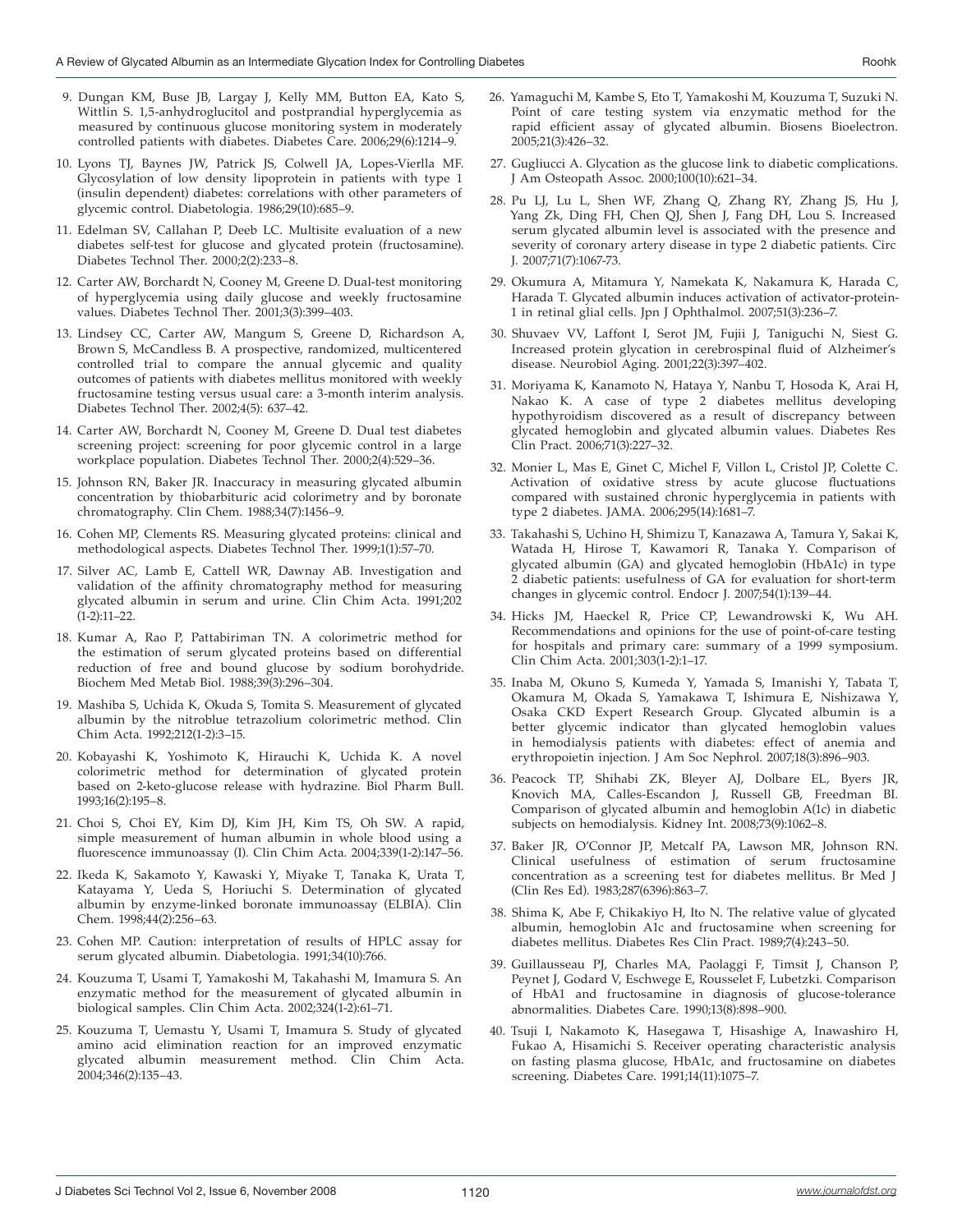9. Dungan KM, Buse JB, Largay J, Kelly MM, Button EA, Kato S, Wittlin S. 1,5-anhydroglucitol and postprandial hyperglycemia as measured by continuous glucose monitoring system in moderately controlled patients with diabetes. Diabetes Care. 2006;29(6):1214–9.

10. Lyons TJ, Baynes JW, Patrick JS, Colwell JA, Lopes-Vierlla MF. Glycosylation of low density lipoprotein in patients with type 1 (insulin dependent) diabetes: correlations with other parameters of glycemic control. Diabetologia. 1986;29(10):685–9.

11. Edelman SV, Callahan P, Deeb LC. Multisite evaluation of a new diabetes self-test for glucose and glycated protein (fructosamine). Diabetes Technol Ther. 2000;2(2):233–8.

12. Carter AW, Borchardt N, Cooney M, Greene D. Dual-test monitoring of hyperglycemia using daily glucose and weekly fructosamine values. Diabetes Technol Ther. 2001;3(3):399–403.

13. Lindsey CC, Carter AW, Mangum S, Greene D, Richardson A, Brown S, McCandless B. A prospective, randomized, multicentered controlled trial to compare the annual glycemic and quality outcomes of patients with diabetes mellitus monitored with weekly fructosamine testing versus usual care: a 3-month interim analysis. Diabetes Technol Ther. 2002;4(5): 637–42.

14. Carter AW, Borchardt N, Cooney M, Greene D. Dual test diabetes screening project: screening for poor glycemic control in a large workplace population. Diabetes Technol Ther. 2000;2(4):529–36.

15. Johnson RN, Baker JR. Inaccuracy in measuring glycated albumin concentration by thiobarbituric acid colorimetry and by boronate chromatography. Clin Chem. 1988;34(7):1456–9.

16. Cohen MP, Clements RS. Measuring glycated proteins: clinical and methodological aspects. Diabetes Technol Ther. 1999;1(1):57–70.

17. Silver AC, Lamb E, Cattell WR, Dawnay AB. Investigation and validation of the affinity chromatography method for measuring glycated albumin in serum and urine. Clin Chim Acta. 1991;202 (1-2):11–22.

18. Kumar A, Rao P, Pattabiriman TN. A colorimetric method for the estimation of serum glycated proteins based on differential reduction of free and bound glucose by sodium borohydride. Biochem Med Metab Biol. 1988;39(3):296–304.

19. Mashiba S, Uchida K, Okuda S, Tomita S. Measurement of glycated albumin by the nitroblue tetrazolium colorimetric method. Clin Chim Acta. 1992;212(1-2):3–15.

20. Kobayashi K, Yoshimoto K, Hirauchi K, Uchida K. A novel colorimetric method for determination of glycated protein based on 2-keto-glucose release with hydrazine. Biol Pharm Bull. 1993;16(2):195–8.

21. Choi S, Choi EY, Kim DJ, Kim JH, Kim TS, Oh SW. A rapid, simple measurement of human albumin in whole blood using a fluorescence immunoassay (I). Clin Chim Acta. 2004;339(1-2):147–56.

22. Ikeda K, Sakamoto Y, Kawaski Y, Miyake T, Tanaka K, Urata T, Katayama Y, Ueda S, Horiuchi S. Determination of glycated albumin by enzyme-linked boronate immunoassay (ELBIA). Clin Chem. 1998;44(2):256–63.

23. Cohen MP. Caution: interpretation of results of HPLC assay for serum glycated albumin. Diabetologia. 1991;34(10):766.

24. Kouzuma T, Usami T, Yamakoshi M, Takahashi M, Imamura S. An enzymatic method for the measurement of glycated albumin in biological samples. Clin Chim Acta. 2002;324(1-2):61–71.

25. Kouzuma T, Uemastu Y, Usami T, Imamura S. Study of glycated amino acid elimination reaction for an improved enzymatic glycated albumin measurement method. Clin Chim Acta. 2004;346(2):135–43.

26. Yamaguchi M, Kambe S, Eto T, Yamakoshi M, Kouzuma T, Suzuki N. Point of care testing system via enzymatic method for the rapid efficient assay of glycated albumin. Biosens Bioelectron. 2005;21(3):426–32.

27. Gugliucci A. Glycation as the glucose link to diabetic complications. J Am Osteopath Assoc. 2000;100(10):621–34.

28. Pu LJ, Lu L, Shen WF, Zhang Q, Zhang RY, Zhang JS, Hu J, Yang Zk, Ding FH, Chen QJ, Shen J, Fang DH, Lou S. Increased serum glycated albumin level is associated with the presence and severity of coronary artery disease in type 2 diabetic patients. Circ J. 2007;71(7):1067-73.

29. Okumura A, Mitamura Y, Namekata K, Nakamura K, Harada C, Harada T. Glycated albumin induces activation of activator-protein-1 in retinal glial cells. Jpn J Ophthalmol. 2007;51(3):236–7.

30. Shuvaev VV, Laffont I, Serot JM, Fujii J, Taniguchi N, Siest G. Increased protein glycation in cerebrospinal fluid of Alzheimer's disease. Neurobiol Aging. 2001;22(3):397–402.

31. Moriyama K, Kanamoto N, Hataya Y, Nanbu T, Hosoda K, Arai H, Nakao K. A case of type 2 diabetes mellitus developing hypothyroidism discovered as a result of discrepancy between glycated hemoglobin and glycated albumin values. Diabetes Res Clin Pract. 2006;71(3):227–32.

32. Monier L, Mas E, Ginet C, Michel F, Villon L, Cristol JP, Colette C. Activation of oxidative stress by acute glucose fluctuations compared with sustained chronic hyperglycemia in patients with type 2 diabetes. JAMA. 2006;295(14):1681–7.

33. Takahashi S, Uchino H, Shimizu T, Kanazawa A, Tamura Y, Sakai K, Watada H, Hirose T, Kawamori R, Tanaka Y. Comparison of glycated albumin (GA) and glycated hemoglobin (HbA1c) in type 2 diabetic patients: usefulness of GA for evaluation for short-term changes in glycemic control. Endocr J. 2007;54(1):139–44.

34. Hicks JM, Haeckel R, Price CP, Lewandrowski K, Wu AH. Recommendations and opinions for the use of point-of-care testing for hospitals and primary care: summary of a 1999 symposium. Clin Chim Acta. 2001;303(1-2):1–17.

35. Inaba M, Okuno S, Kumeda Y, Yamada S, Imanishi Y, Tabata T, Okamura M, Okada S, Yamakawa T, Ishimura E, Nishizawa Y, Osaka CKD Expert Research Group. Glycated albumin is a better glycemic indicator than glycated hemoglobin values in hemodialysis patients with diabetes: effect of anemia and erythropoietin injection. J Am Soc Nephrol. 2007;18(3):896–903.

36. Peacock TP, Shihabi ZK, Bleyer AJ, Dolbare EL, Byers JR, Knovich MA, Calles-Escandon J, Russell GB, Freedman BI. Comparison of glycated albumin and hemoglobin A(1c) in diabetic subjects on hemodialysis. Kidney Int. 2008;73(9):1062–8.

37. Baker JR, O'Connor JP, Metcalf PA, Lawson MR, Johnson RN. Clinical usefulness of estimation of serum fructosamine concentration as a screening test for diabetes mellitus. Br Med J (Clin Res Ed). 1983;287(6396):863–7.

38. Shima K, Abe F, Chikakiyo H, Ito N. The relative value of glycated albumin, hemoglobin A1c and fructosamine when screening for diabetes mellitus. Diabetes Res Clin Pract. 1989;7(4):243–50.

39. Guillausseau PJ, Charles MA, Paolaggi F, Timsit J, Chanson P, Peynet J, Godard V, Eschwege E, Rousselet F, Lubetzki. Comparison of HbA1 and fructosamine in diagnosis of glucose-tolerance abnormalities. Diabetes Care. 1990;13(8):898–900.

40. Tsuji I, Nakamoto K, Hasegawa T, Hisashige A, Inawashiro H, Fukao A, Hisamichi S. Receiver operating characteristic analysis on fasting plasma glucose, HbA1c, and fructosamine on diabetes screening. Diabetes Care. 1991;14(11):1075–7.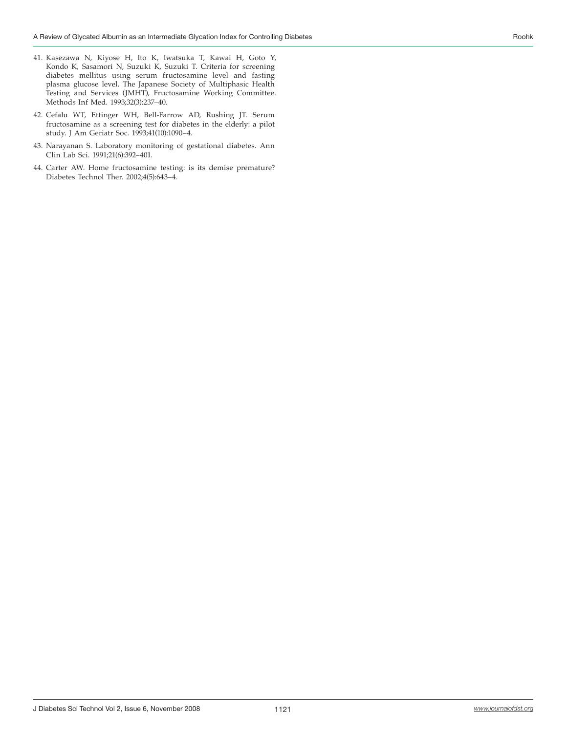41. Kasezawa N, Kiyose H, Ito K, Iwatsuka T, Kawai H, Goto Y, Kondo K, Sasamori N, Suzuki K, Suzuki T. Criteria for screening diabetes mellitus using serum fructosamine level and fasting plasma glucose level. The Japanese Society of Multiphasic Health Testing and Services (JMHT), Fructosamine Working Committee. Methods Inf Med. 1993;32(3):237–40.

42. Cefalu WT, Ettinger WH, Bell-Farrow AD, Rushing JT. Serum fructosamine as a screening test for diabetes in the elderly: a pilot study. J Am Geriatr Soc. 1993;41(10):1090–4.

43. Narayanan S. Laboratory monitoring of gestational diabetes. Ann Clin Lab Sci. 1991;21(6):392–401.

44. Carter AW. Home fructosamine testing: is its demise premature? Diabetes Technol Ther. 2002;4(5):643–4.